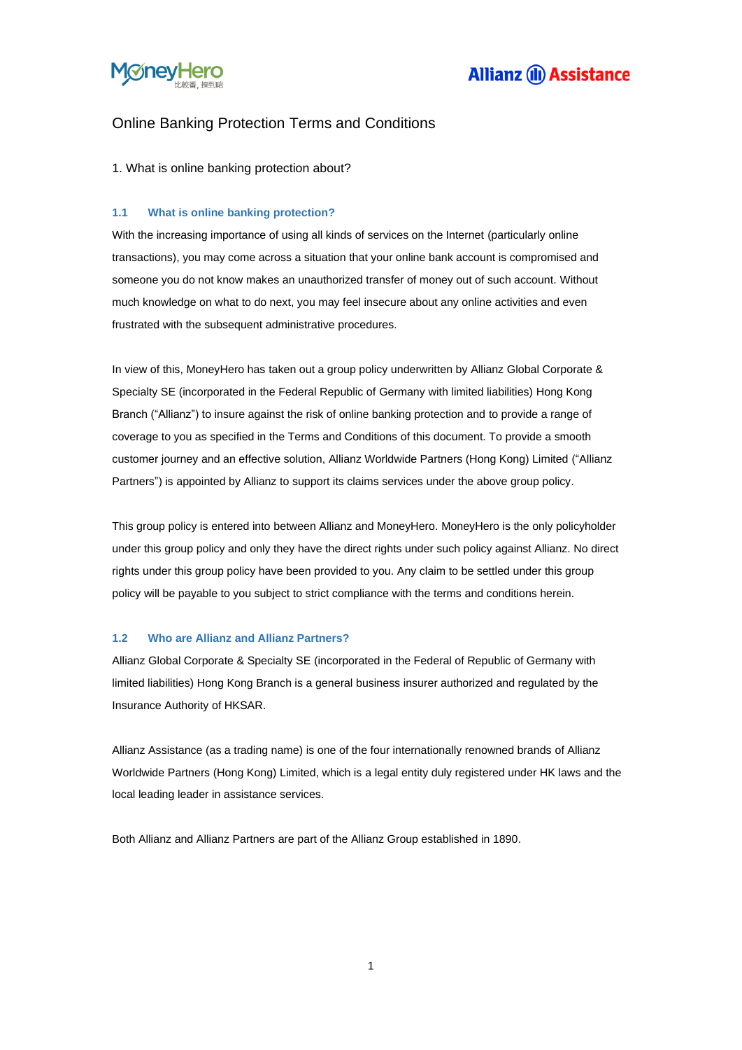# Online Banking Protection Terms and Conditions

## 1. What is online banking protection about?

### 1.1 What is online banking protection?

With the increasing importance of using all kinds of services on the Internet (particularly online transactions), you may come across a situation that your online bank account is compromised and someone you do not know makes an unauthorized transfer of money out of such account. Without much knowledge on what to do next, you may feel insecure about any online activities and even frustrated with the subsequent administrative procedures.

In view of this, MoneyHero has taken out a group policy underwritten by Allianz Global Corporate & Specialty SE (incorporated in the Federal Republic of Germany with limited liabilities) Hong Kong Branch ("Allianz") to insure against the risk of online banking protection and to provide a range of coverage to you as specified in the Terms and Conditions of this document. To provide a smooth customer journey and an effective solution, Allianz Worldwide Partners (Hong Kong) Limited ("Allianz Partners") is appointed by Allianz to support its claims services under the above group policy.

This group policy is entered into between Allianz and MoneyHero. MoneyHero is the only policyholder under this group policy and only they have the direct rights under such policy against Allianz. No direct rights under this group policy have been provided to you. Any claim to be settled under this group policy will be payable to you subject to strict compliance with the terms and conditions herein.

### 1.2 Who are Allianz and Allianz Partners?

Allianz Global Corporate & Specialty SE (incorporated in the Federal of Republic of Germany with limited liabilities) Hong Kong Branch is a general business insurer authorized and regulated by the Insurance Authority of HKSAR.

Allianz Assistance (as a trading name) is one of the four internationally renowned brands of Allianz Worldwide Partners (Hong Kong) Limited, which is a legal entity duly registered under HK laws and the local leading leader in assistance services.

Both Allianz and Allianz Partners are part of the Allianz Group established in 1890.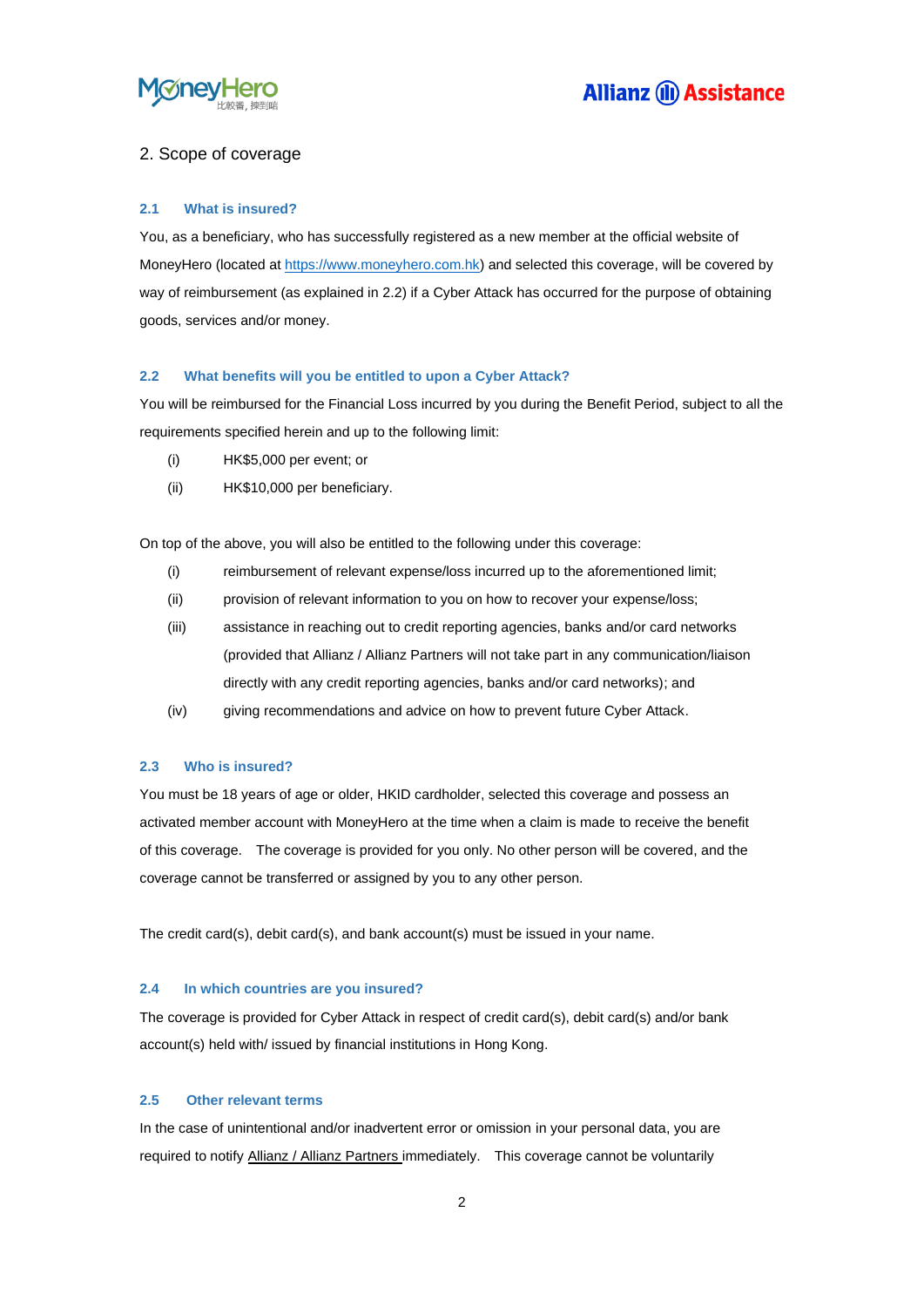## 2. Scope of coverage

### 2.1 What is insured?

You, as a beneficiary, who has successfully registered as a new member at the official website of MoneyHero (located at [https://www.moneyhero.com.hk](https://www.moneyhero.com.hk)) and selected this coverage, will be covered by way of reimbursement (as explained in 2.2) if a Cyber Attack has occurred for the purpose of obtaining goods, services and/or money.

### 2.2 What benefits will you be entitled to upon a Cyber Attack?

You will be reimbursed for the Financial Loss incurred by you during the Benefit Period, subject to all the requirements specified herein and up to the following limit:

(i) HK$5,000 per event; or

(ii) HK$10,000 per beneficiary.

On top of the above, you will also be entitled to the following under this coverage:

(i) reimbursement of relevant expense/loss incurred up to the aforementioned limit;

(ii) provision of relevant information to you on how to recover your expense/loss;

(iii) assistance in reaching out to credit reporting agencies, banks and/or card networks (provided that Allianz / Allianz Partners will not take part in any communication/liaison directly with any credit reporting agencies, banks and/or card networks); and

(iv) giving recommendations and advice on how to prevent future Cyber Attack.

### 2.3 Who is insured?

You must be 18 years of age or older, HKID cardholder, selected this coverage and possess an activated member account with MoneyHero at the time when a claim is made to receive the benefit of this coverage. The coverage is provided for you only. No other person will be covered, and the coverage cannot be transferred or assigned by you to any other person.

The credit card(s), debit card(s), and bank account(s) must be issued in your name.

### 2.4 In which countries are you insured?

The coverage is provided for Cyber Attack in respect of credit card(s), debit card(s) and/or bank account(s) held with/ issued by financial institutions in Hong Kong.

### 2.5 Other relevant terms

In the case of unintentional and/or inadvertent error or omission in your personal data, you are required to notify Allianz / Allianz Partners immediately. This coverage cannot be voluntarily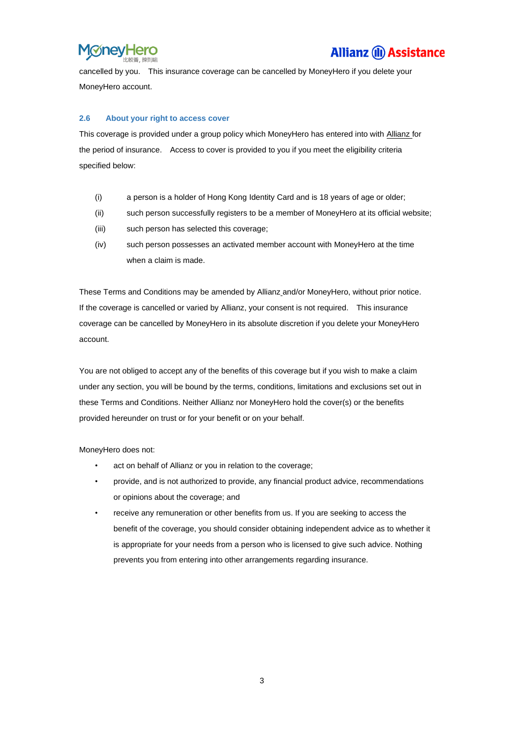cancelled by you. This insurance coverage can be cancelled by MoneyHero if you delete your MoneyHero account.

### 2.6 About your right to access cover

This coverage is provided under a group policy which MoneyHero has entered into with Allianz for the period of insurance. Access to cover is provided to you if you meet the eligibility criteria specified below:

(i) a person is a holder of Hong Kong Identity Card and is 18 years of age or older;

(ii) such person successfully registers to be a member of MoneyHero at its official website;

(iii) such person has selected this coverage;

(iv) such person possesses an activated member account with MoneyHero at the time when a claim is made.

These Terms and Conditions may be amended by Allianz and/or MoneyHero, without prior notice. If the coverage is cancelled or varied by Allianz, your consent is not required. This insurance coverage can be cancelled by MoneyHero in its absolute discretion if you delete your MoneyHero account.

You are not obliged to accept any of the benefits of this coverage but if you wish to make a claim under any section, you will be bound by the terms, conditions, limitations and exclusions set out in these Terms and Conditions. Neither Allianz nor MoneyHero hold the cover(s) or the benefits provided hereunder on trust or for your benefit or on your behalf.

MoneyHero does not:

- act on behalf of Allianz or you in relation to the coverage;
- provide, and is not authorized to provide, any financial product advice, recommendations or opinions about the coverage; and
- receive any remuneration or other benefits from us. If you are seeking to access the benefit of the coverage, you should consider obtaining independent advice as to whether it is appropriate for your needs from a person who is licensed to give such advice. Nothing prevents you from entering into other arrangements regarding insurance.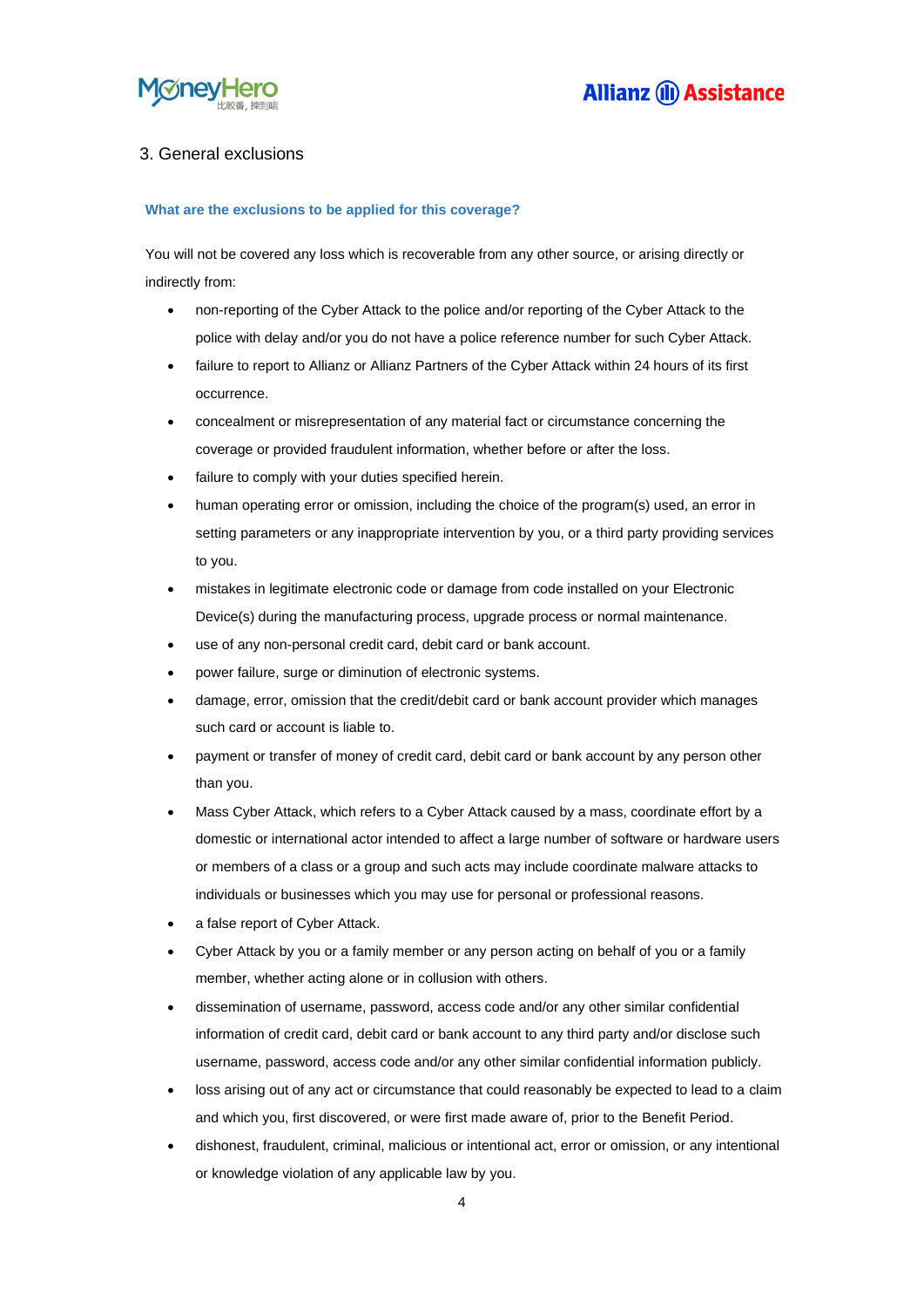## 3. General exclusions

**What are the exclusions to be applied for this coverage?**

You will not be covered any loss which is recoverable from any other source, or arising directly or indirectly from:

- non-reporting of the Cyber Attack to the police and/or reporting of the Cyber Attack to the police with delay and/or you do not have a police reference number for such Cyber Attack.
- failure to report to Allianz or Allianz Partners of the Cyber Attack within 24 hours of its first occurrence.
- concealment or misrepresentation of any material fact or circumstance concerning the coverage or provided fraudulent information, whether before or after the loss.
- failure to comply with your duties specified herein.
- human operating error or omission, including the choice of the program(s) used, an error in setting parameters or any inappropriate intervention by you, or a third party providing services to you.
- mistakes in legitimate electronic code or damage from code installed on your Electronic Device(s) during the manufacturing process, upgrade process or normal maintenance.
- use of any non-personal credit card, debit card or bank account.
- power failure, surge or diminution of electronic systems.
- damage, error, omission that the credit/debit card or bank account provider which manages such card or account is liable to.
- payment or transfer of money of credit card, debit card or bank account by any person other than you.
- Mass Cyber Attack, which refers to a Cyber Attack caused by a mass, coordinate effort by a domestic or international actor intended to affect a large number of software or hardware users or members of a class or a group and such acts may include coordinate malware attacks to individuals or businesses which you may use for personal or professional reasons.
- a false report of Cyber Attack.
- Cyber Attack by you or a family member or any person acting on behalf of you or a family member, whether acting alone or in collusion with others.
- dissemination of username, password, access code and/or any other similar confidential information of credit card, debit card or bank account to any third party and/or disclose such username, password, access code and/or any other similar confidential information publicly.
- loss arising out of any act or circumstance that could reasonably be expected to lead to a claim and which you, first discovered, or were first made aware of, prior to the Benefit Period.
- dishonest, fraudulent, criminal, malicious or intentional act, error or omission, or any intentional or knowledge violation of any applicable law by you.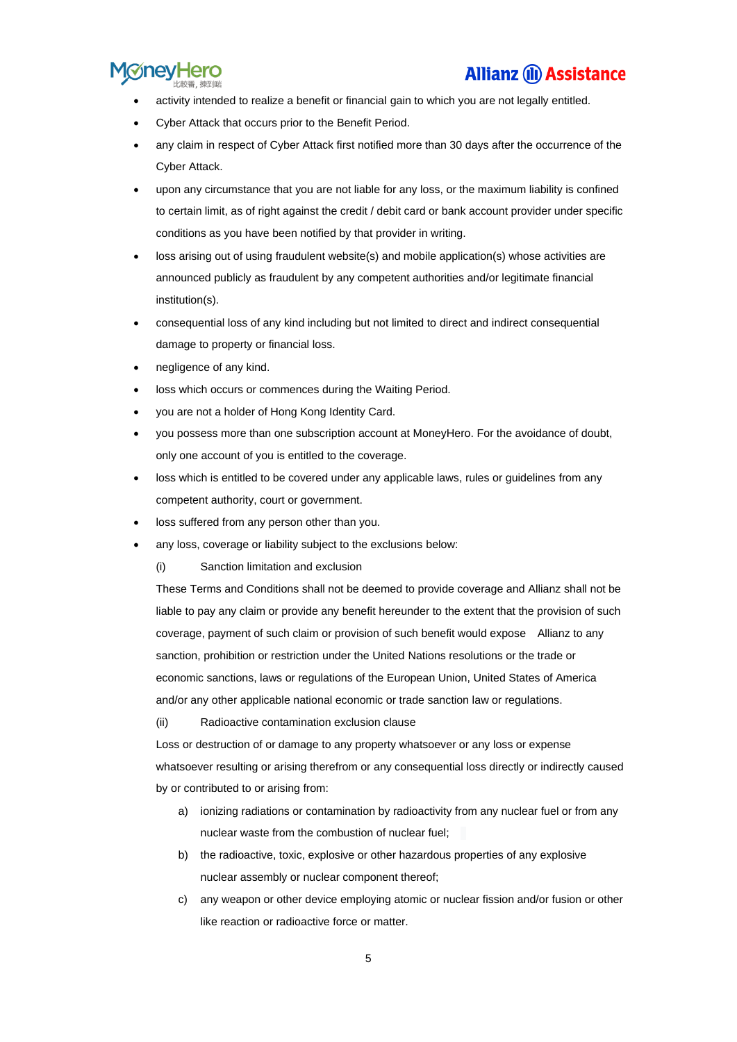- activity intended to realize a benefit or financial gain to which you are not legally entitled.
- Cyber Attack that occurs prior to the Benefit Period.
- any claim in respect of Cyber Attack first notified more than 30 days after the occurrence of the Cyber Attack.
- upon any circumstance that you are not liable for any loss, or the maximum liability is confined to certain limit, as of right against the credit / debit card or bank account provider under specific conditions as you have been notified by that provider in writing.
- loss arising out of using fraudulent website(s) and mobile application(s) whose activities are announced publicly as fraudulent by any competent authorities and/or legitimate financial institution(s).
- consequential loss of any kind including but not limited to direct and indirect consequential damage to property or financial loss.
- negligence of any kind.
- loss which occurs or commences during the Waiting Period.
- you are not a holder of Hong Kong Identity Card.
- you possess more than one subscription account at MoneyHero. For the avoidance of doubt, only one account of you is entitled to the coverage.
- loss which is entitled to be covered under any applicable laws, rules or guidelines from any competent authority, court or government.
- loss suffered from any person other than you.
- any loss, coverage or liability subject to the exclusions below:

  (i) Sanction limitation and exclusion

  These Terms and Conditions shall not be deemed to provide coverage and Allianz shall not be liable to pay any claim or provide any benefit hereunder to the extent that the provision of such coverage, payment of such claim or provision of such benefit would expose Allianz to any sanction, prohibition or restriction under the United Nations resolutions or the trade or economic sanctions, laws or regulations of the European Union, United States of America and/or any other applicable national economic or trade sanction law or regulations.

  (ii) Radioactive contamination exclusion clause

  Loss or destruction of or damage to any property whatsoever or any loss or expense whatsoever resulting or arising therefrom or any consequential loss directly or indirectly caused by or contributed to or arising from:

  a) ionizing radiations or contamination by radioactivity from any nuclear fuel or from any nuclear waste from the combustion of nuclear fuel;

  b) the radioactive, toxic, explosive or other hazardous properties of any explosive nuclear assembly or nuclear component thereof;

  c) any weapon or other device employing atomic or nuclear fission and/or fusion or other like reaction or radioactive force or matter.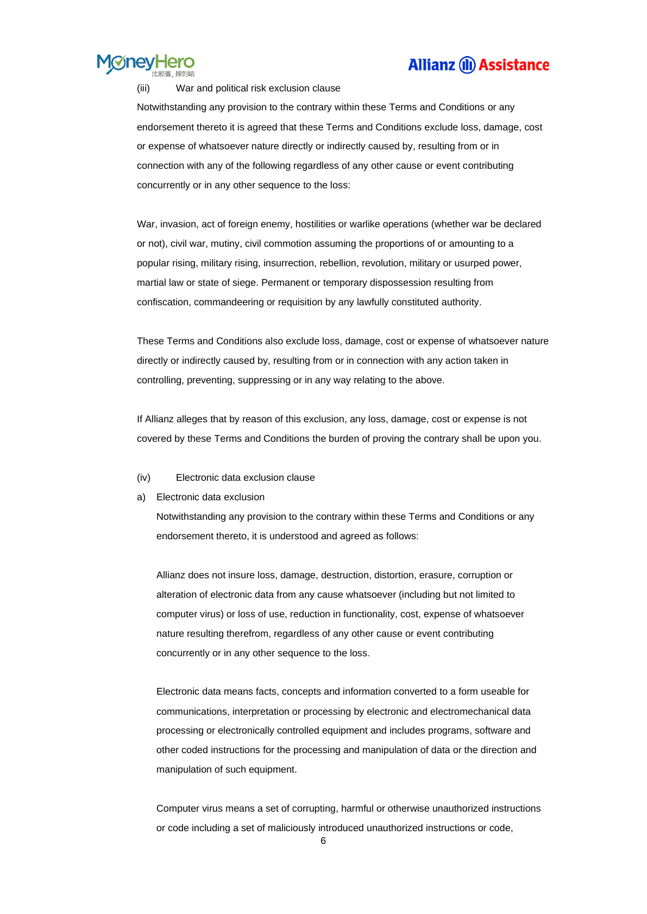(iii) War and political risk exclusion clause

Notwithstanding any provision to the contrary within these Terms and Conditions or any endorsement thereto it is agreed that these Terms and Conditions exclude loss, damage, cost or expense of whatsoever nature directly or indirectly caused by, resulting from or in connection with any of the following regardless of any other cause or event contributing concurrently or in any other sequence to the loss:

War, invasion, act of foreign enemy, hostilities or warlike operations (whether war be declared or not), civil war, mutiny, civil commotion assuming the proportions of or amounting to a popular rising, military rising, insurrection, rebellion, revolution, military or usurped power, martial law or state of siege. Permanent or temporary dispossession resulting from confiscation, commandeering or requisition by any lawfully constituted authority.

These Terms and Conditions also exclude loss, damage, cost or expense of whatsoever nature directly or indirectly caused by, resulting from or in connection with any action taken in controlling, preventing, suppressing or in any way relating to the above.

If Allianz alleges that by reason of this exclusion, any loss, damage, cost or expense is not covered by these Terms and Conditions the burden of proving the contrary shall be upon you.

(iv) Electronic data exclusion clause

a) Electronic data exclusion

Notwithstanding any provision to the contrary within these Terms and Conditions or any endorsement thereto, it is understood and agreed as follows:

Allianz does not insure loss, damage, destruction, distortion, erasure, corruption or alteration of electronic data from any cause whatsoever (including but not limited to computer virus) or loss of use, reduction in functionality, cost, expense of whatsoever nature resulting therefrom, regardless of any other cause or event contributing concurrently or in any other sequence to the loss.

Electronic data means facts, concepts and information converted to a form useable for communications, interpretation or processing by electronic and electromechanical data processing or electronically controlled equipment and includes programs, software and other coded instructions for the processing and manipulation of data or the direction and manipulation of such equipment.

Computer virus means a set of corrupting, harmful or otherwise unauthorized instructions or code including a set of maliciously introduced unauthorized instructions or code,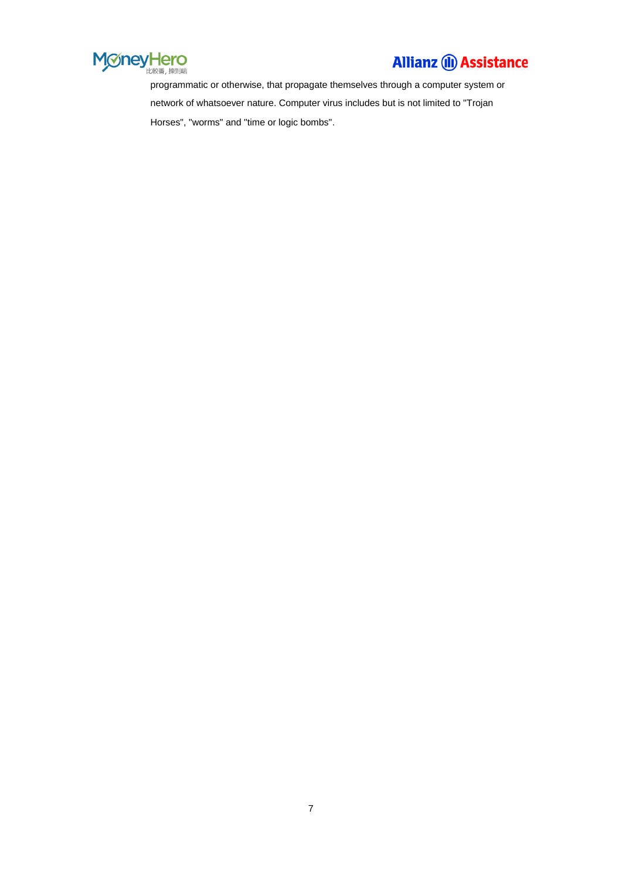programmatic or otherwise, that propagate themselves through a computer system or network of whatsoever nature. Computer virus includes but is not limited to "Trojan Horses", "worms" and "time or logic bombs".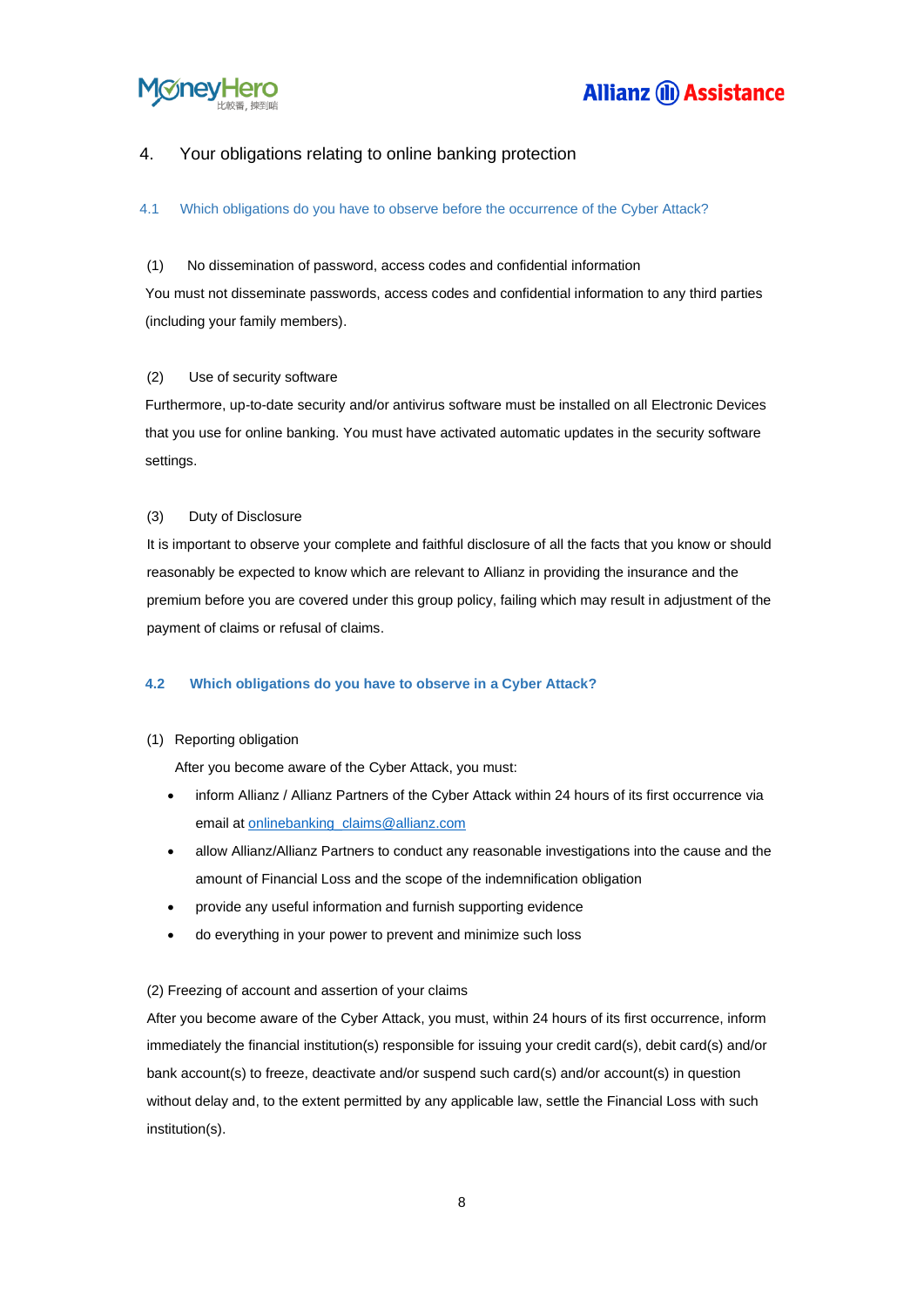## 4. Your obligations relating to online banking protection

### 4.1 Which obligations do you have to observe before the occurrence of the Cyber Attack?

(1) No dissemination of password, access codes and confidential information

You must not disseminate passwords, access codes and confidential information to any third parties (including your family members).

(2) Use of security software

Furthermore, up-to-date security and/or antivirus software must be installed on all Electronic Devices that you use for online banking. You must have activated automatic updates in the security software settings.

(3) Duty of Disclosure

It is important to observe your complete and faithful disclosure of all the facts that you know or should reasonably be expected to know which are relevant to Allianz in providing the insurance and the premium before you are covered under this group policy, failing which may result in adjustment of the payment of claims or refusal of claims.

### 4.2 Which obligations do you have to observe in a Cyber Attack?

(1) Reporting obligation

After you become aware of the Cyber Attack, you must:

- inform Allianz / Allianz Partners of the Cyber Attack within 24 hours of its first occurrence via email at onlinebanking_claims@allianz.com
- allow Allianz/Allianz Partners to conduct any reasonable investigations into the cause and the amount of Financial Loss and the scope of the indemnification obligation
- provide any useful information and furnish supporting evidence
- do everything in your power to prevent and minimize such loss

(2) Freezing of account and assertion of your claims

After you become aware of the Cyber Attack, you must, within 24 hours of its first occurrence, inform immediately the financial institution(s) responsible for issuing your credit card(s), debit card(s) and/or bank account(s) to freeze, deactivate and/or suspend such card(s) and/or account(s) in question without delay and, to the extent permitted by any applicable law, settle the Financial Loss with such institution(s).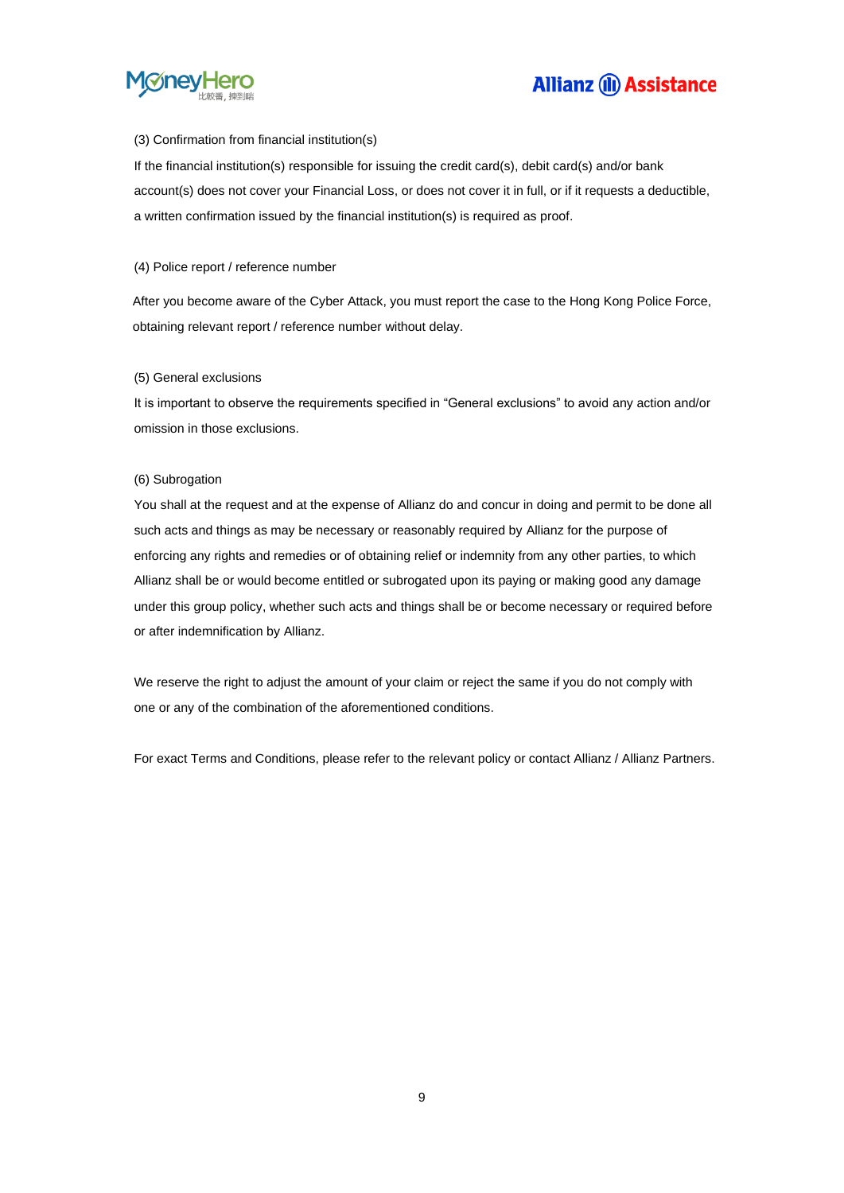(3) Confirmation from financial institution(s)

If the financial institution(s) responsible for issuing the credit card(s), debit card(s) and/or bank account(s) does not cover your Financial Loss, or does not cover it in full, or if it requests a deductible, a written confirmation issued by the financial institution(s) is required as proof.

(4) Police report / reference number

After you become aware of the Cyber Attack, you must report the case to the Hong Kong Police Force, obtaining relevant report / reference number without delay.

(5) General exclusions

It is important to observe the requirements specified in "General exclusions" to avoid any action and/or omission in those exclusions.

(6) Subrogation

You shall at the request and at the expense of Allianz do and concur in doing and permit to be done all such acts and things as may be necessary or reasonably required by Allianz for the purpose of enforcing any rights and remedies or of obtaining relief or indemnity from any other parties, to which Allianz shall be or would become entitled or subrogated upon its paying or making good any damage under this group policy, whether such acts and things shall be or become necessary or required before or after indemnification by Allianz.

We reserve the right to adjust the amount of your claim or reject the same if you do not comply with one or any of the combination of the aforementioned conditions.

For exact Terms and Conditions, please refer to the relevant policy or contact Allianz / Allianz Partners.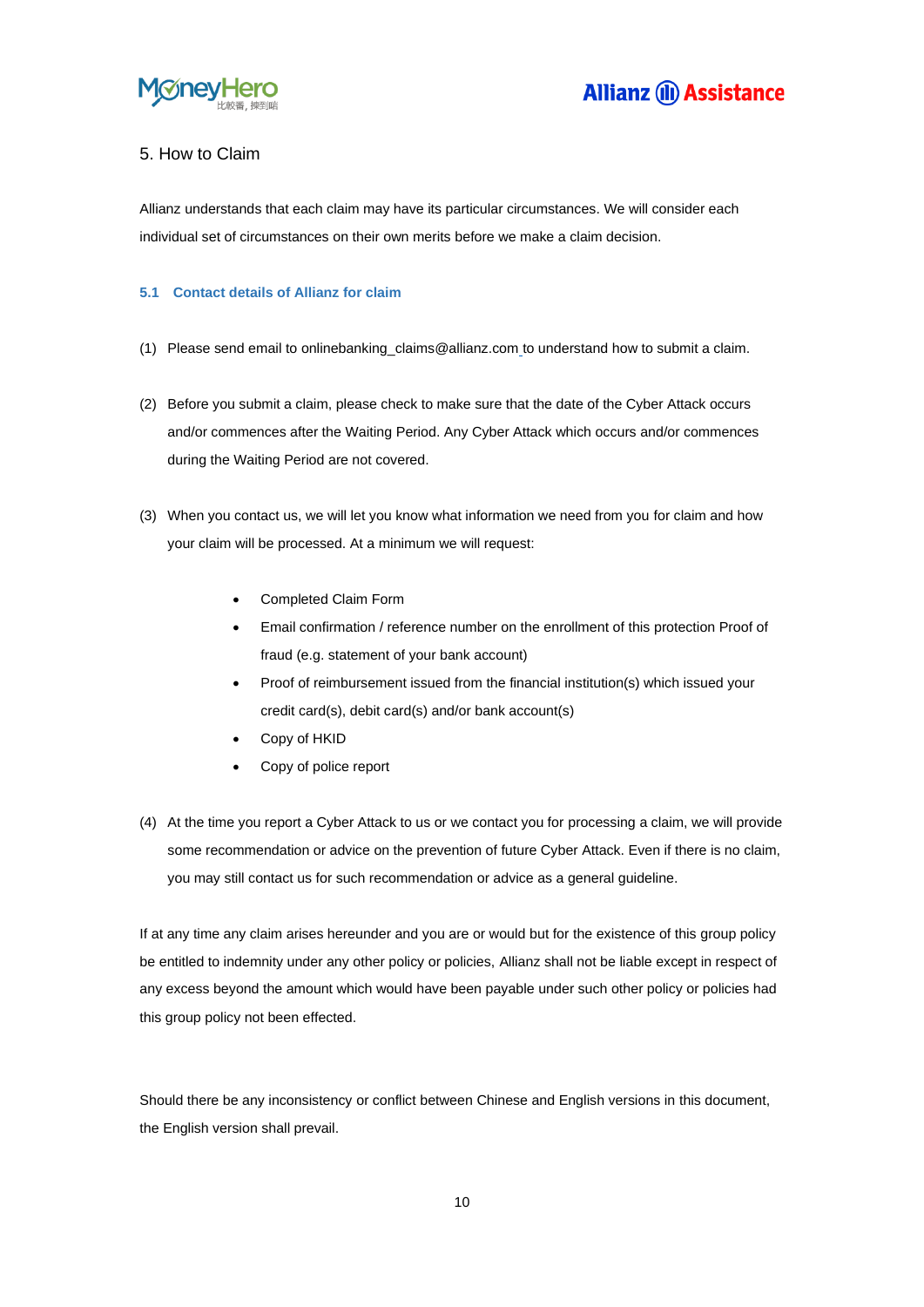## 5. How to Claim

Allianz understands that each claim may have its particular circumstances. We will consider each individual set of circumstances on their own merits before we make a claim decision.

### 5.1 Contact details of Allianz for claim

(1) Please send email to onlinebanking_claims@allianz.com to understand how to submit a claim.

(2) Before you submit a claim, please check to make sure that the date of the Cyber Attack occurs and/or commences after the Waiting Period. Any Cyber Attack which occurs and/or commences during the Waiting Period are not covered.

(3) When you contact us, we will let you know what information we need from you for claim and how your claim will be processed. At a minimum we will request:

- Completed Claim Form
- Email confirmation / reference number on the enrollment of this protection Proof of fraud (e.g. statement of your bank account)
- Proof of reimbursement issued from the financial institution(s) which issued your credit card(s), debit card(s) and/or bank account(s)
- Copy of HKID
- Copy of police report

(4) At the time you report a Cyber Attack to us or we contact you for processing a claim, we will provide some recommendation or advice on the prevention of future Cyber Attack. Even if there is no claim, you may still contact us for such recommendation or advice as a general guideline.

If at any time any claim arises hereunder and you are or would but for the existence of this group policy be entitled to indemnity under any other policy or policies, Allianz shall not be liable except in respect of any excess beyond the amount which would have been payable under such other policy or policies had this group policy not been effected.

Should there be any inconsistency or conflict between Chinese and English versions in this document, the English version shall prevail.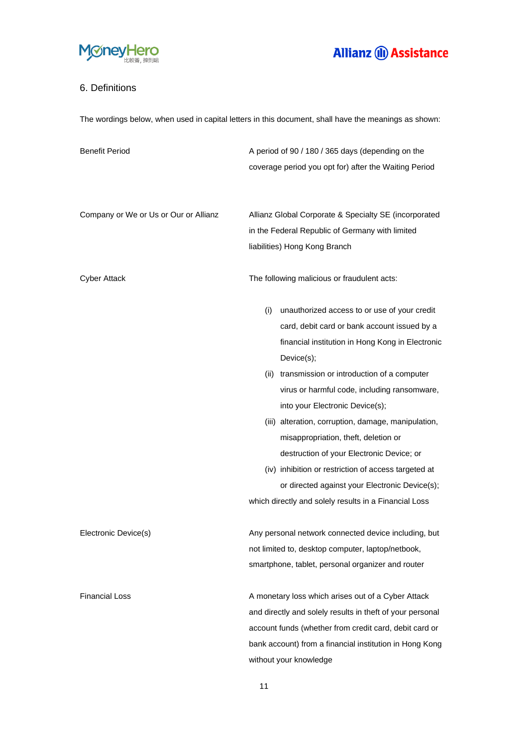## 6. Definitions

The wordings below, when used in capital letters in this document, shall have the meanings as shown:

| | |
|---|---|
| Benefit Period | A period of 90 / 180 / 365 days (depending on the coverage period you opt for) after the Waiting Period |
| Company or We or Us or Our or Allianz | Allianz Global Corporate & Specialty SE (incorporated in the Federal Republic of Germany with limited liabilities) Hong Kong Branch |
| Cyber Attack | The following malicious or fraudulent acts:<br>(i) unauthorized access to or use of your credit card, debit card or bank account issued by a financial institution in Hong Kong in Electronic Device(s);<br>(ii) transmission or introduction of a computer virus or harmful code, including ransomware, into your Electronic Device(s);<br>(iii) alteration, corruption, damage, manipulation, misappropriation, theft, deletion or destruction of your Electronic Device; or<br>(iv) inhibition or restriction of access targeted at or directed against your Electronic Device(s);<br>which directly and solely results in a Financial Loss |
| Electronic Device(s) | Any personal network connected device including, but not limited to, desktop computer, laptop/netbook, smartphone, tablet, personal organizer and router |
| Financial Loss | A monetary loss which arises out of a Cyber Attack and directly and solely results in theft of your personal account funds (whether from credit card, debit card or bank account) from a financial institution in Hong Kong without your knowledge |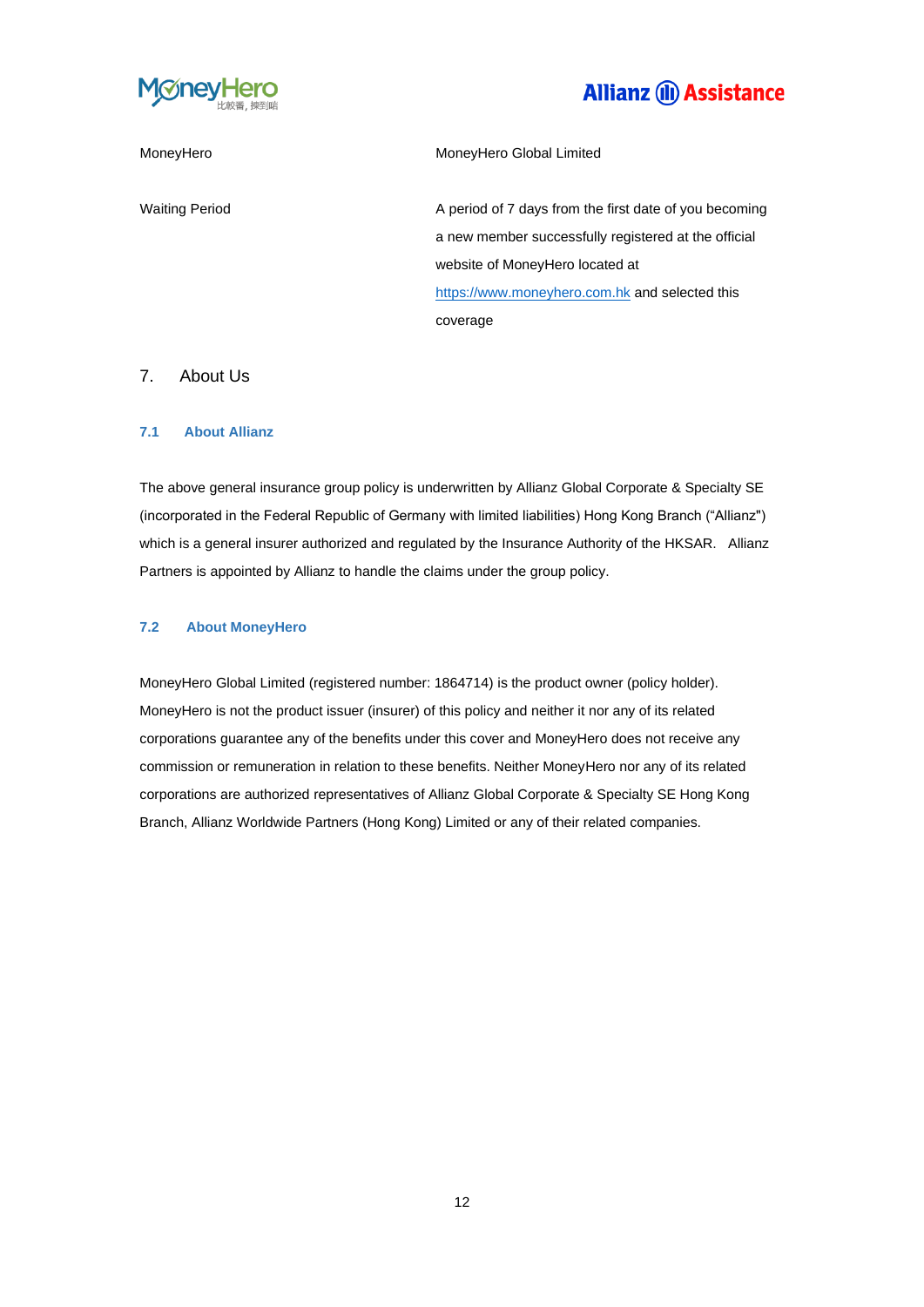| | |
|---|---|
| MoneyHero | MoneyHero Global Limited |
| Waiting Period | A period of 7 days from the first date of you becoming a new member successfully registered at the official website of MoneyHero located at https://www.moneyhero.com.hk and selected this coverage |

# 7. About Us

## 7.1 About Allianz

The above general insurance group policy is underwritten by Allianz Global Corporate & Specialty SE (incorporated in the Federal Republic of Germany with limited liabilities) Hong Kong Branch ("Allianz") which is a general insurer authorized and regulated by the Insurance Authority of the HKSAR. Allianz Partners is appointed by Allianz to handle the claims under the group policy.

## 7.2 About MoneyHero

MoneyHero Global Limited (registered number: 1864714) is the product owner (policy holder). MoneyHero is not the product issuer (insurer) of this policy and neither it nor any of its related corporations guarantee any of the benefits under this cover and MoneyHero does not receive any commission or remuneration in relation to these benefits. Neither MoneyHero nor any of its related corporations are authorized representatives of Allianz Global Corporate & Specialty SE Hong Kong Branch, Allianz Worldwide Partners (Hong Kong) Limited or any of their related companies.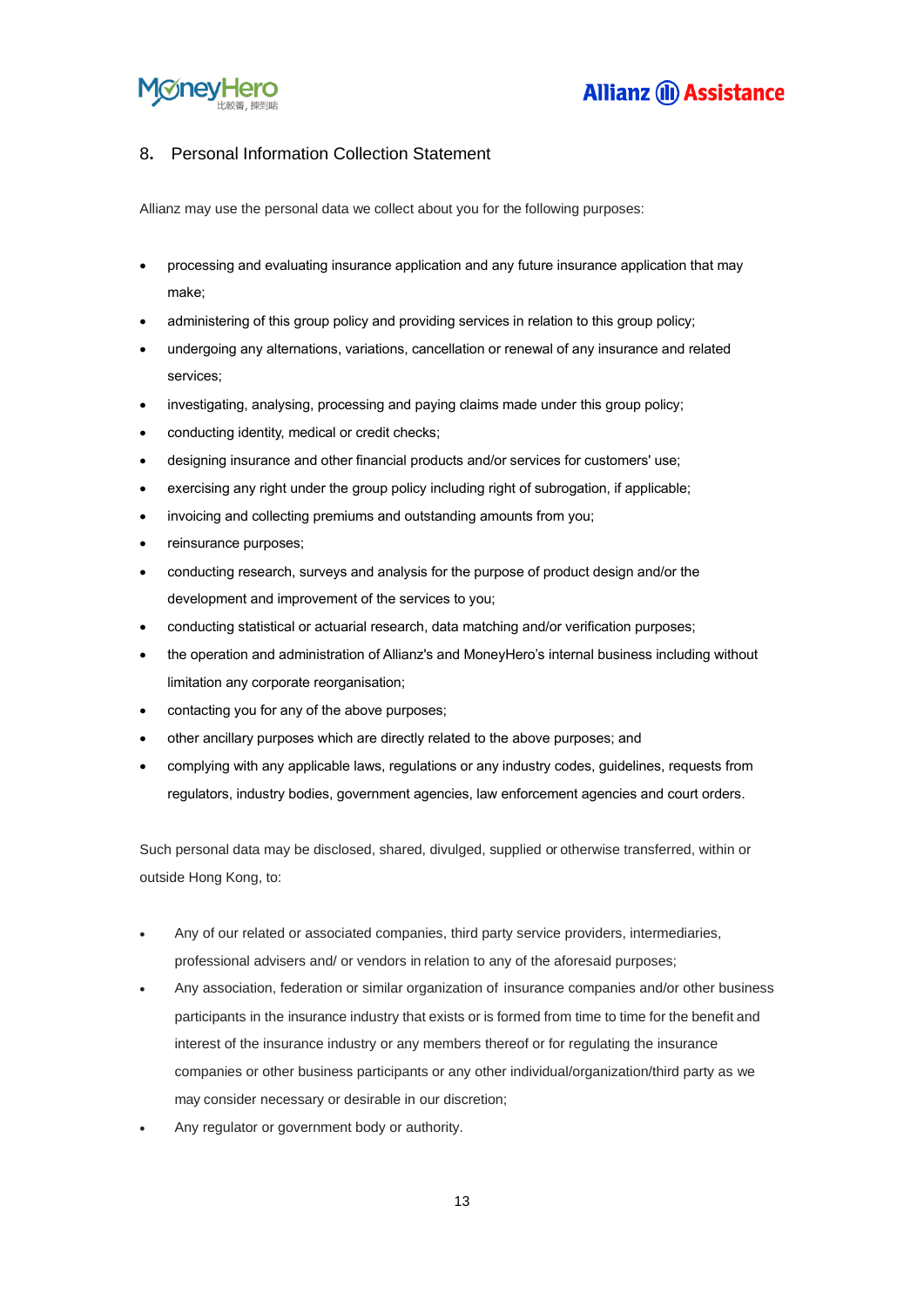## 8. Personal Information Collection Statement

Allianz may use the personal data we collect about you for the following purposes:

- processing and evaluating insurance application and any future insurance application that may make;
- administering of this group policy and providing services in relation to this group policy;
- undergoing any alternations, variations, cancellation or renewal of any insurance and related services;
- investigating, analysing, processing and paying claims made under this group policy;
- conducting identity, medical or credit checks;
- designing insurance and other financial products and/or services for customers' use;
- exercising any right under the group policy including right of subrogation, if applicable;
- invoicing and collecting premiums and outstanding amounts from you;
- reinsurance purposes;
- conducting research, surveys and analysis for the purpose of product design and/or the development and improvement of the services to you;
- conducting statistical or actuarial research, data matching and/or verification purposes;
- the operation and administration of Allianz's and MoneyHero's internal business including without limitation any corporate reorganisation;
- contacting you for any of the above purposes;
- other ancillary purposes which are directly related to the above purposes; and
- complying with any applicable laws, regulations or any industry codes, guidelines, requests from regulators, industry bodies, government agencies, law enforcement agencies and court orders.

Such personal data may be disclosed, shared, divulged, supplied or otherwise transferred, within or outside Hong Kong, to:

- Any of our related or associated companies, third party service providers, intermediaries, professional advisers and/ or vendors in relation to any of the aforesaid purposes;
- Any association, federation or similar organization of insurance companies and/or other business participants in the insurance industry that exists or is formed from time to time for the benefit and interest of the insurance industry or any members thereof or for regulating the insurance companies or other business participants or any other individual/organization/third party as we may consider necessary or desirable in our discretion;
- Any regulator or government body or authority.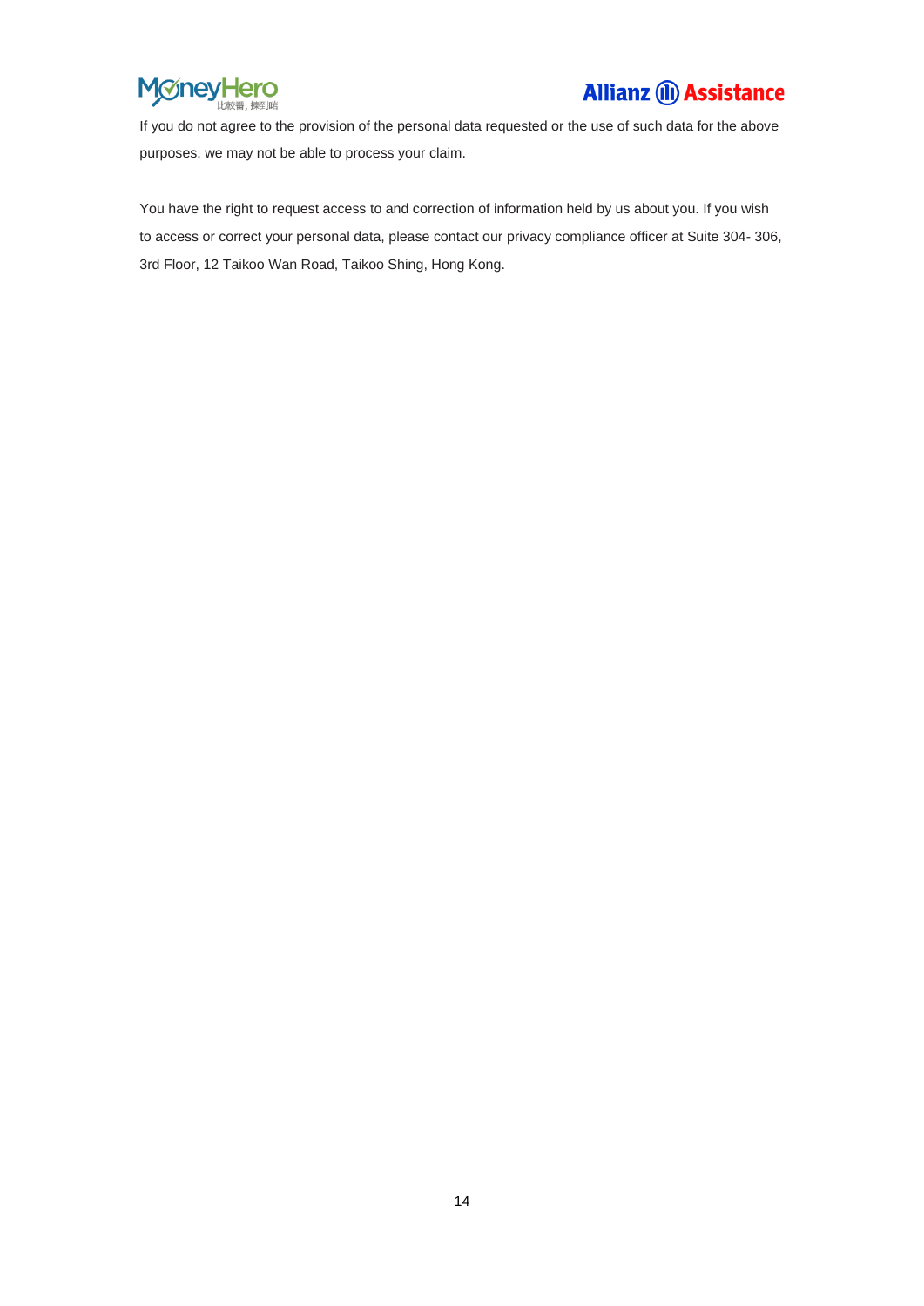If you do not agree to the provision of the personal data requested or the use of such data for the above purposes, we may not be able to process your claim.

You have the right to request access to and correction of information held by us about you. If you wish to access or correct your personal data, please contact our privacy compliance officer at Suite 304- 306, 3rd Floor, 12 Taikoo Wan Road, Taikoo Shing, Hong Kong.